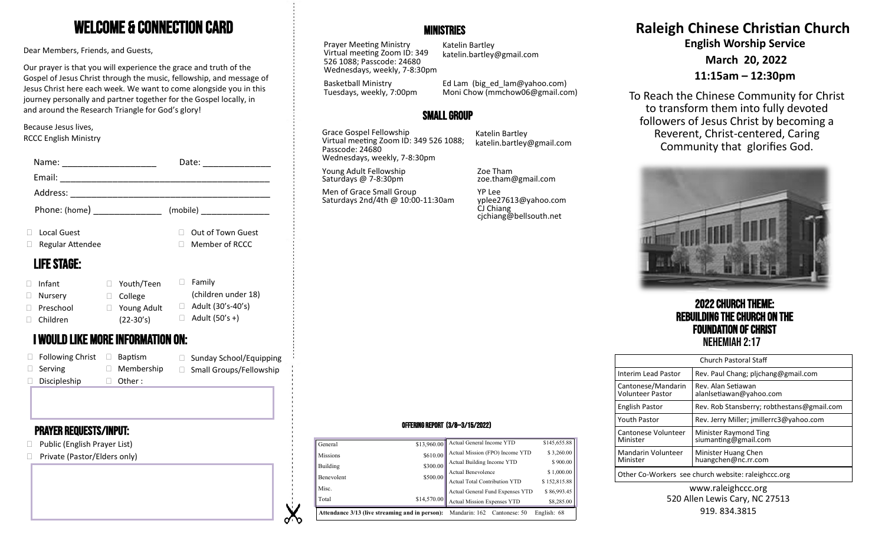# WELCOME & CONNECTION CARD

Dear Members, Friends, and Guests,

Our prayer is that you will experience the grace and truth of the Gospel of Jesus Christ through the music, fellowship, and message of Jesus Christ here each week. We want to come alongside you in this journey personally and partner together for the Gospel locally, in and around the Research Triangle for God's glory!

Because Jesus lives,
RCCC English Ministry

Name: ____________________ Date: ______________

Email: ____________________________________________

Address: __________________________________________

Phone: (home) ______________ (mobile) ______________

- Local Guest
- Out of Town Guest
- Regular Attendee
- Member of RCCC

## LIFE STAGE:

- Infant
- Nursery
- Preschool
- Children
- Youth/Teen
- College
- Young Adult (22-30's)
- Family (children under 18)
- Adult (30's-40's)
- Adult (50's +)

## I WOULD LIKE MORE INFORMATION ON:

- Following Christ
- Serving
- Discipleship
- Baptism
- Membership
- Other :
- Sunday School/Equipping
- Small Groups/Fellowship

## PRAYER REQUESTS/INPUT:

- Public (English Prayer List)
- Private (Pastor/Elders only)

# MINISTRIES

Prayer Meeting Ministry
Virtual meeting Zoom ID: 349 526 1088; Passcode: 24680
Wednesdays, weekly, 7-8:30pm
Katelin Bartley
katelin.bartley@gmail.com

Basketball Ministry
Tuesdays, weekly, 7:00pm
Ed Lam (big_ed_lam@yahoo.com)
Moni Chow (mmchow06@gmail.com)

# SMALL GROUP

Grace Gospel Fellowship
Virtual meeting Zoom ID: 349 526 1088; Passcode: 24680
Wednesdays, weekly, 7-8:30pm
Katelin Bartley
katelin.bartley@gmail.com

Young Adult Fellowship
Saturdays @ 7-8:30pm
Zoe Tham
zoe.tham@gmail.com

Men of Grace Small Group
Saturdays 2nd/4th @ 10:00-11:30am
YP Lee
yplee27613@yahoo.com
CJ Chiang
cjchiang@bellsouth.net

### OFFERING REPORT (3/8—3/15/2022)

| | | | |
|---|---|---|---|
| General | $13,960.00 | Actual General Income YTD | $145,655.88 |
| Missions | $610.00 | Actual Mission (FPO) Income YTD | $ 3,260.00 |
| Building | $300.00 | Actual Building Income YTD | $ 900.00 |
| Benevolent | $500.00 | Actual Benevolence | $ 1,000.00 |
| | | Actual Total Contribution YTD | $ 152,815.88 |
| Misc. | | Actual General Fund Expenses YTD | $ 86,993.45 |
| Total | $14,570.00 | Actual Mission Expenses YTD | $8,285.00 |

**Attendance 3/13 (live streaming and in person):** Mandarin: 162 Cantonese: 50 English: 68

# Raleigh Chinese Christian Church

**English Worship Service**

**March 20, 2022**

**11:15am – 12:30pm**

To Reach the Chinese Community for Christ to transform them into fully devoted followers of Jesus Christ by becoming a Reverent, Christ-centered, Caring Community that glorifies God.

## 2022 CHURCH THEME: REBUILDING THE CHURCH ON THE FOUNDATION OF CHRIST
NEHEMIAH 2:17

| Church Pastoral Staff | |
|---|---|
| Interim Lead Pastor | Rev. Paul Chang; pljchang@gmail.com |
| Cantonese/Mandarin Volunteer Pastor | Rev. Alan Setiawan alanlsetiawan@yahoo.com |
| English Pastor | Rev. Rob Stansberry; robthestans@gmail.com |
| Youth Pastor | Rev. Jerry Miller; jmillerrc3@yahoo.com |
| Cantonese Volunteer Minister | Minister Raymond Ting siumanting@gmail.com |
| Mandarin Volunteer Minister | Minister Huang Chen huangchen@nc.rr.com |
| Other Co-Workers see church website: raleighccc.org | |

www.raleighccc.org
520 Allen Lewis Cary, NC 27513
919. 834.3815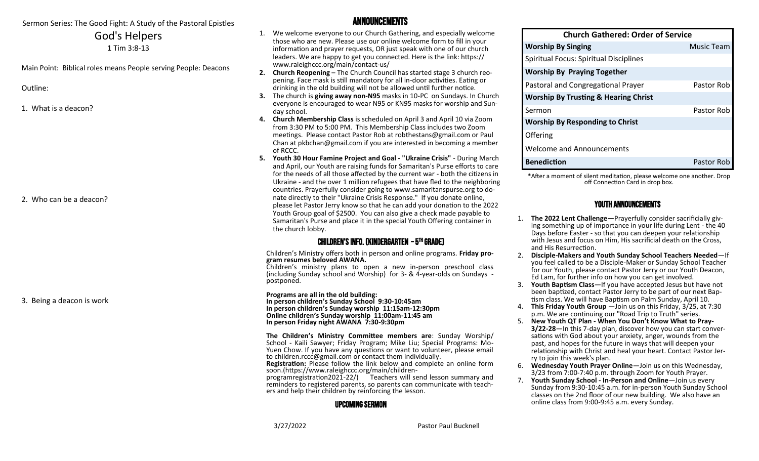Sermon Series: The Good Fight: A Study of the Pastoral Epistles

# God's Helpers

1 Tim 3:8-13

Main Point: Biblical roles means People serving People: Deacons

Outline:

1. What is a deacon?

2. Who can be a deacon?

3. Being a deacon is work

## ANNOUNCEMENTS

1. We welcome everyone to our Church Gathering, and especially welcome those who are new. Please use our online welcome form to fill in your information and prayer requests, OR just speak with one of our church leaders. We are happy to get you connected. Here is the link: https://www.raleighccc.org/main/contact-us/
2. **Church Reopening** – The Church Council has started stage 3 church reopening. Face mask is still mandatory for all in-door activities. Eating or drinking in the old building will not be allowed until further notice.
3. The church is **giving away non-N95** masks in 10-PC on Sundays. In Church everyone is encouraged to wear N95 or KN95 masks for worship and Sunday school.
4. **Church Membership Class** is scheduled on April 3 and April 10 via Zoom from 3:30 PM to 5:00 PM. This Membership Class includes two Zoom meetings. Please contact Pastor Rob at robthestans@gmail.com or Paul Chan at pkbchan@gmail.com if you are interested in becoming a member of RCCC.
5. **Youth 30 Hour Famine Project and Goal - "Ukraine Crisis"** - During March and April, our Youth are raising funds for Samaritan's Purse efforts to care for the needs of all those affected by the current war - both the citizens in Ukraine - and the over 1 million refugees that have fled to the neighboring countries. Prayerfully consider going to www.samaritanspurse.org to donate directly to their "Ukraine Crisis Response." If you donate online, please let Pastor Jerry know so that he can add your donation to the 2022 Youth Group goal of $2500. You can also give a check made payable to Samaritan's Purse and place it in the special Youth Offering container in the church lobby.

## CHILDREN'S INFO. (KINDERGARTEN – 5TH GRADE)

Children's Ministry offers both in person and online programs. **Friday program resumes beloved AWANA.**

Children's ministry plans to open a new in-person preschool class (including Sunday school and Worship) for 3- & 4-year-olds on Sundays - postponed.

**Programs are all in the old building:**
**In person children's Sunday School 9:30-10:45am**
**In person children's Sunday worship 11:15am-12:30pm**
**Online children's Sunday worship 11:00am-11:45 am**
**In person Friday night AWANA 7:30-9:30pm**

**The Children's Ministry Committee members are**: Sunday Worship/School - Kaili Sawyer; Friday Program; Mike Liu; Special Programs: Mo-Yuen Chow. If you have any questions or want to volunteer, please email to children.rccc@gmail.com or contact them individually.

**Registration:** Please follow the link below and complete an online form soon.(https://www.raleighccc.org/main/children-programregistration2021-22/) Teachers will send lesson summary and reminders to registered parents, so parents can communicate with teachers and help their children by reinforcing the lesson.

## UPCOMING SERMON

3/27/2022 Pastor Paul Bucknell

| Church Gathered: Order of Service | |
|---|---|
| **Worship By Singing** | Music Team |
| Spiritual Focus: Spiritual Disciplines | |
| **Worship By Praying Together** | |
| Pastoral and Congregational Prayer | Pastor Rob |
| **Worship By Trusting & Hearing Christ** | |
| Sermon | Pastor Rob |
| **Worship By Responding to Christ** | |
| Offering | |
| Welcome and Announcements | |
| **Benediction** | Pastor Rob |

*After a moment of silent meditation, please welcome one another. Drop off Connection Card in drop box.

## YOUTH ANNOUNCEMENTS

1. **The 2022 Lent Challenge—**Prayerfully consider sacrificially giving something up of importance in your life during Lent - the 40 Days before Easter - so that you can deepen your relationship with Jesus and focus on Him, His sacrificial death on the Cross, and His Resurrection.
2. **Disciple-Makers and Youth Sunday School Teachers Needed**—If you feel called to be a Disciple-Maker or Sunday School Teacher for our Youth, please contact Pastor Jerry or our Youth Deacon, Ed Lam, for further info on how you can get involved.
3. **Youth Baptism Class**—If you have accepted Jesus but have not been baptized, contact Pastor Jerry to be part of our next Baptism class. We will have Baptism on Palm Sunday, April 10.
4. **This Friday Youth Group** —Join us on this Friday, 3/25, at 7:30 p.m. We are continuing our "Road Trip to Truth" series.
5. **New Youth QT Plan - When You Don't Know What to Pray- 3/22-28**—In this 7-day plan, discover how you can start conversations with God about your anxiety, anger, wounds from the past, and hopes for the future in ways that will deepen your relationship with Christ and heal your heart. Contact Pastor Jerry to join this week's plan.
6. **Wednesday Youth Prayer Online**—Join us on this Wednesday, 3/23 from 7:00-7:40 p.m. through Zoom for Youth Prayer.
7. **Youth Sunday School - In-Person and Online**—Join us every Sunday from 9:30-10:45 a.m. for in-person Youth Sunday School classes on the 2nd floor of our new building. We also have an online class from 9:00-9:45 a.m. every Sunday.